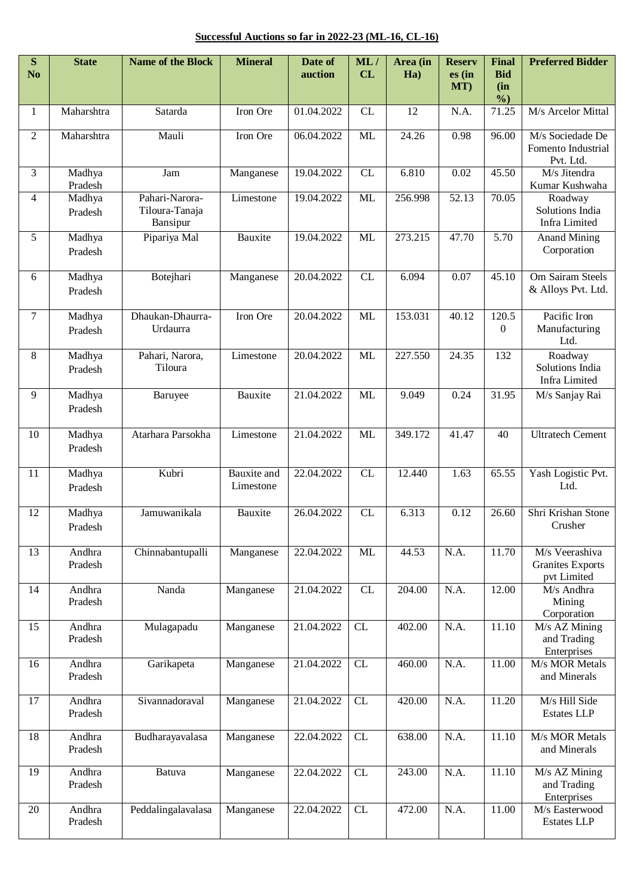**Successful Auctions so far in 2022-23 (ML-16, CL-16)**

| S No | State | Name of the Block | Mineral | Date of auction | ML / CL | Area (in Ha) | Reserves (in MT) | Final Bid (in %) | Preferred Bidder |
|---|---|---|---|---|---|---|---|---|---|
| 1 | Maharshtra | Satarda | Iron Ore | 01.04.2022 | CL | 12 | N.A. | 71.25 | M/s Arcelor Mittal |
| 2 | Maharshtra | Mauli | Iron Ore | 06.04.2022 | ML | 24.26 | 0.98 | 96.00 | M/s Sociedade De Fomento Industrial Pvt. Ltd. |
| 3 | Madhya Pradesh | Jam | Manganese | 19.04.2022 | CL | 6.810 | 0.02 | 45.50 | M/s Jitendra Kumar Kushwaha |
| 4 | Madhya Pradesh | Pahari-Narora-Tiloura-Tanaja Bansipur | Limestone | 19.04.2022 | ML | 256.998 | 52.13 | 70.05 | Roadway Solutions India Infra Limited |
| 5 | Madhya Pradesh | Pipariya Mal | Bauxite | 19.04.2022 | ML | 273.215 | 47.70 | 5.70 | Anand Mining Corporation |
| 6 | Madhya Pradesh | Botejhari | Manganese | 20.04.2022 | CL | 6.094 | 0.07 | 45.10 | Om Sairam Steels & Alloys Pvt. Ltd. |
| 7 | Madhya Pradesh | Dhaukan-Dhaurra-Urdaurra | Iron Ore | 20.04.2022 | ML | 153.031 | 40.12 | 120.50 | Pacific Iron Manufacturing Ltd. |
| 8 | Madhya Pradesh | Pahari, Narora, Tiloura | Limestone | 20.04.2022 | ML | 227.550 | 24.35 | 132 | Roadway Solutions India Infra Limited |
| 9 | Madhya Pradesh | Baruyee | Bauxite | 21.04.2022 | ML | 9.049 | 0.24 | 31.95 | M/s Sanjay Rai |
| 10 | Madhya Pradesh | Atarhara Parsokha | Limestone | 21.04.2022 | ML | 349.172 | 41.47 | 40 | Ultratech Cement |
| 11 | Madhya Pradesh | Kubri | Bauxite and Limestone | 22.04.2022 | CL | 12.440 | 1.63 | 65.55 | Yash Logistic Pvt. Ltd. |
| 12 | Madhya Pradesh | Jamuwanikala | Bauxite | 26.04.2022 | CL | 6.313 | 0.12 | 26.60 | Shri Krishan Stone Crusher |
| 13 | Andhra Pradesh | Chinnabantupalli | Manganese | 22.04.2022 | ML | 44.53 | N.A. | 11.70 | M/s Veerashiva Granites Exports pvt Limited |
| 14 | Andhra Pradesh | Nanda | Manganese | 21.04.2022 | CL | 204.00 | N.A. | 12.00 | M/s Andhra Mining Corporation |
| 15 | Andhra Pradesh | Mulagapadu | Manganese | 21.04.2022 | CL | 402.00 | N.A. | 11.10 | M/s AZ Mining and Trading Enterprises |
| 16 | Andhra Pradesh | Garikapeta | Manganese | 21.04.2022 | CL | 460.00 | N.A. | 11.00 | M/s MOR Metals and Minerals |
| 17 | Andhra Pradesh | Sivannadoraval | Manganese | 21.04.2022 | CL | 420.00 | N.A. | 11.20 | M/s Hill Side Estates LLP |
| 18 | Andhra Pradesh | Budharayavalasa | Manganese | 22.04.2022 | CL | 638.00 | N.A. | 11.10 | M/s MOR Metals and Minerals |
| 19 | Andhra Pradesh | Batuva | Manganese | 22.04.2022 | CL | 243.00 | N.A. | 11.10 | M/s AZ Mining and Trading Enterprises |
| 20 | Andhra Pradesh | Peddalingalavalasa | Manganese | 22.04.2022 | CL | 472.00 | N.A. | 11.00 | M/s Easterwood Estates LLP |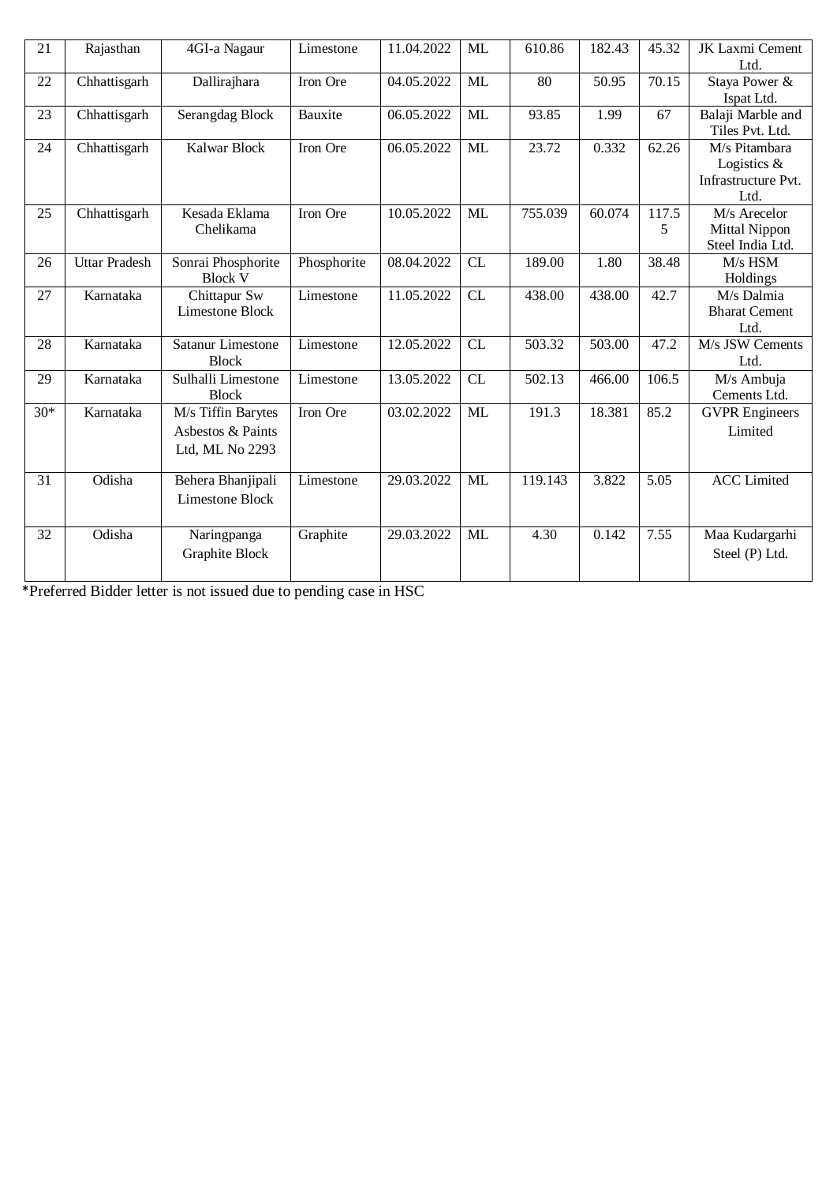| | | | | | | | | | |
|---|---|---|---|---|---|---|---|---|---|
| 21 | Rajasthan | 4GI-a Nagaur | Limestone | 11.04.2022 | ML | 610.86 | 182.43 | 45.32 | JK Laxmi Cement Ltd. |
| 22 | Chhattisgarh | Dallirajhara | Iron Ore | 04.05.2022 | ML | 80 | 50.95 | 70.15 | Staya Power & Ispat Ltd. |
| 23 | Chhattisgarh | Serangdag Block | Bauxite | 06.05.2022 | ML | 93.85 | 1.99 | 67 | Balaji Marble and Tiles Pvt. Ltd. |
| 24 | Chhattisgarh | Kalwar Block | Iron Ore | 06.05.2022 | ML | 23.72 | 0.332 | 62.26 | M/s Pitambara Logistics & Infrastructure Pvt. Ltd. |
| 25 | Chhattisgarh | Kesada Eklama Chelikama | Iron Ore | 10.05.2022 | ML | 755.039 | 60.074 | 117.55 | M/s Arecelor Mittal Nippon Steel India Ltd. |
| 26 | Uttar Pradesh | Sonrai Phosphorite Block V | Phosphorite | 08.04.2022 | CL | 189.00 | 1.80 | 38.48 | M/s HSM Holdings |
| 27 | Karnataka | Chittapur Sw Limestone Block | Limestone | 11.05.2022 | CL | 438.00 | 438.00 | 42.7 | M/s Dalmia Bharat Cement Ltd. |
| 28 | Karnataka | Satanur Limestone Block | Limestone | 12.05.2022 | CL | 503.32 | 503.00 | 47.2 | M/s JSW Cements Ltd. |
| 29 | Karnataka | Sulhalli Limestone Block | Limestone | 13.05.2022 | CL | 502.13 | 466.00 | 106.5 | M/s Ambuja Cements Ltd. |
| 30* | Karnataka | M/s Tiffin Barytes Asbestos & Paints Ltd, ML No 2293 | Iron Ore | 03.02.2022 | ML | 191.3 | 18.381 | 85.2 | GVPR Engineers Limited |
| 31 | Odisha | Behera Bhanjipali Limestone Block | Limestone | 29.03.2022 | ML | 119.143 | 3.822 | 5.05 | ACC Limited |
| 32 | Odisha | Naringpanga Graphite Block | Graphite | 29.03.2022 | ML | 4.30 | 0.142 | 7.55 | Maa Kudargarhi Steel (P) Ltd. |

*Preferred Bidder letter is not issued due to pending case in HSC